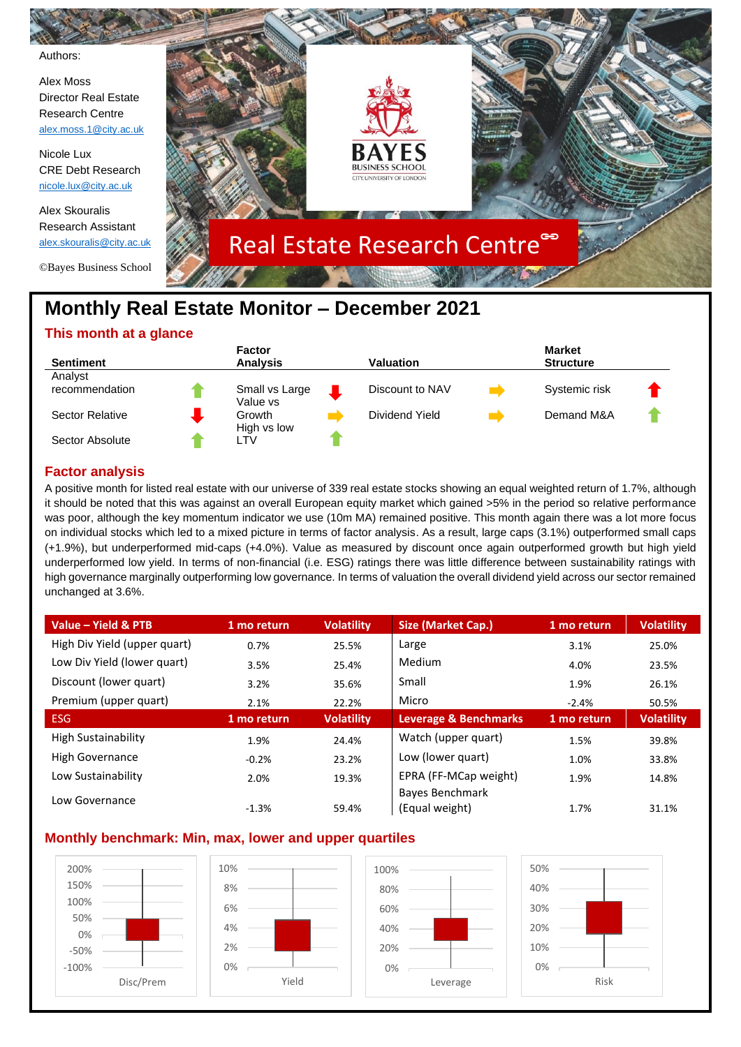Authors:

Alex Moss
Director Real Estate Research Centre
alex.moss.1@city.ac.uk

Nicole Lux
CRE Debt Research
nicole.lux@city.ac.uk

Alex Skouralis
Research Assistant
alex.skouralis@city.ac.uk

©Bayes Business School

BAYES BUSINESS SCHOOL
CITY, UNIVERSITY OF LONDON

Real Estate Research Centre

# Monthly Real Estate Monitor – December 2021

## This month at a glance

| Sentiment | | Factor Analysis | | Valuation | | Market Structure | |
|---|---|---|---|---|---|---|---|
| Analyst recommendation | ↑ | Small vs Large | ↓ | Discount to NAV | → | Systemic risk | ↑ |
| Sector Relative | ↓ | Value vs Growth | → | Dividend Yield | → | Demand M&A | ↑ |
| Sector Absolute | ↑ | High vs low LTV | ↑ | | | | |

## Factor analysis

A positive month for listed real estate with our universe of 339 real estate stocks showing an equal weighted return of 1.7%, although it should be noted that this was against an overall European equity market which gained >5% in the period so relative performance was poor, although the key momentum indicator we use (10m MA) remained positive. This month again there was a lot more focus on individual stocks which led to a mixed picture in terms of factor analysis. As a result, large caps (3.1%) outperformed small caps (+1.9%), but underperformed mid-caps (+4.0%). Value as measured by discount once again outperformed growth but high yield underperformed low yield. In terms of non-financial (i.e. ESG) ratings there was little difference between sustainability ratings with high governance marginally outperforming low governance. In terms of valuation the overall dividend yield across our sector remained unchanged at 3.6%.

| Value – Yield & PTB | 1 mo return | Volatility | Size (Market Cap.) | 1 mo return | Volatility |
|---|---|---|---|---|---|
| High Div Yield (upper quart) | 0.7% | 25.5% | Large | 3.1% | 25.0% |
| Low Div Yield (lower quart) | 3.5% | 25.4% | Medium | 4.0% | 23.5% |
| Discount (lower quart) | 3.2% | 35.6% | Small | 1.9% | 26.1% |
| Premium (upper quart) | 2.1% | 22.2% | Micro | -2.4% | 50.5% |
| **ESG** | **1 mo return** | **Volatility** | **Leverage & Benchmarks** | **1 mo return** | **Volatility** |
| High Sustainability | 1.9% | 24.4% | Watch (upper quart) | 1.5% | 39.8% |
| High Governance | -0.2% | 23.2% | Low (lower quart) | 1.0% | 33.8% |
| Low Sustainability | 2.0% | 19.3% | EPRA (FF-MCap weight) | 1.9% | 14.8% |
| Low Governance | -1.3% | 59.4% | Bayes Benchmark (Equal weight) | 1.7% | 31.1% |

## Monthly benchmark: Min, max, lower and upper quartiles

Disc/Prem

Yield

Leverage

Risk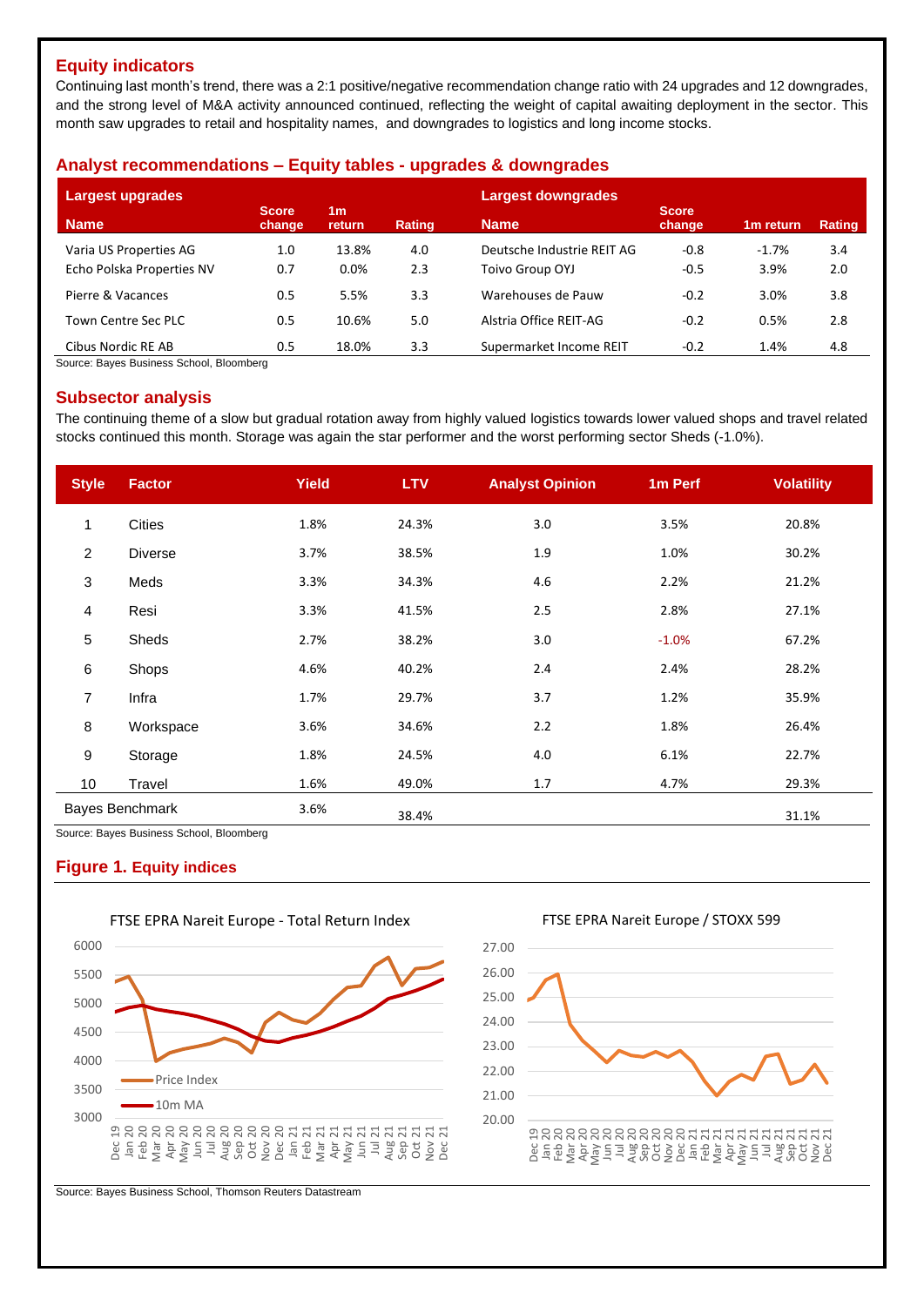## Equity indicators

Continuing last month's trend, there was a 2:1 positive/negative recommendation change ratio with 24 upgrades and 12 downgrades, and the strong level of M&A activity announced continued, reflecting the weight of capital awaiting deployment in the sector. This month saw upgrades to retail and hospitality names, and downgrades to logistics and long income stocks.

## Analyst recommendations – Equity tables - upgrades & downgrades

| Largest upgrades | | | | Largest downgrades | | | |
|---|---|---|---|---|---|---|---|
| Name | Score change | 1m return | Rating | Name | Score change | 1m return | Rating |
| Varia US Properties AG | 1.0 | 13.8% | 4.0 | Deutsche Industrie REIT AG | -0.8 | -1.7% | 3.4 |
| Echo Polska Properties NV | 0.7 | 0.0% | 2.3 | Toivo Group OYJ | -0.5 | 3.9% | 2.0 |
| Pierre & Vacances | 0.5 | 5.5% | 3.3 | Warehouses de Pauw | -0.2 | 3.0% | 3.8 |
| Town Centre Sec PLC | 0.5 | 10.6% | 5.0 | Alstria Office REIT-AG | -0.2 | 0.5% | 2.8 |
| Cibus Nordic RE AB | 0.5 | 18.0% | 3.3 | Supermarket Income REIT | -0.2 | 1.4% | 4.8 |

Source: Bayes Business School, Bloomberg

## Subsector analysis

The continuing theme of a slow but gradual rotation away from highly valued logistics towards lower valued shops and travel related stocks continued this month. Storage was again the star performer and the worst performing sector Sheds (-1.0%).

| Style | Factor | Yield | LTV | Analyst Opinion | 1m Perf | Volatility |
|---|---|---|---|---|---|---|
| 1 | Cities | 1.8% | 24.3% | 3.0 | 3.5% | 20.8% |
| 2 | Diverse | 3.7% | 38.5% | 1.9 | 1.0% | 30.2% |
| 3 | Meds | 3.3% | 34.3% | 4.6 | 2.2% | 21.2% |
| 4 | Resi | 3.3% | 41.5% | 2.5 | 2.8% | 27.1% |
| 5 | Sheds | 2.7% | 38.2% | 3.0 | -1.0% | 67.2% |
| 6 | Shops | 4.6% | 40.2% | 2.4 | 2.4% | 28.2% |
| 7 | Infra | 1.7% | 29.7% | 3.7 | 1.2% | 35.9% |
| 8 | Workspace | 3.6% | 34.6% | 2.2 | 1.8% | 26.4% |
| 9 | Storage | 1.8% | 24.5% | 4.0 | 6.1% | 22.7% |
| 10 | Travel | 1.6% | 49.0% | 1.7 | 4.7% | 29.3% |
| Bayes Benchmark | | 3.6% | 38.4% | | | 31.1% |

Source: Bayes Business School, Bloomberg

## Figure 1. Equity indices

Source: Bayes Business School, Thomson Reuters Datastream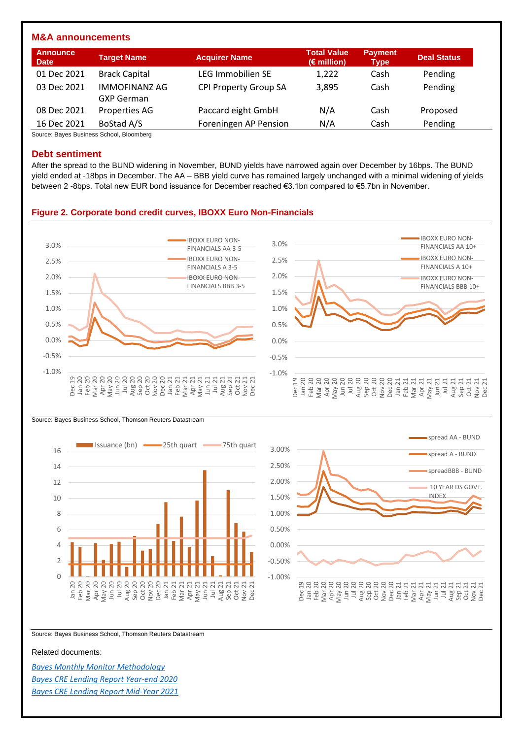## M&A announcements

| Announce Date | Target Name | Acquirer Name | Total Value (€ million) | Payment Type | Deal Status |
|---|---|---|---|---|---|
| 01 Dec 2021 | Brack Capital | LEG Immobilien SE | 1,222 | Cash | Pending |
| 03 Dec 2021 | IMMOFINANZ AG | CPI Property Group SA | 3,895 | Cash | Pending |
| 08 Dec 2021 | GXP German Properties AG | Paccard eight GmbH | N/A | Cash | Proposed |
| 16 Dec 2021 | BoStad A/S | Foreningen AP Pension | N/A | Cash | Pending |

Source: Bayes Business School, Bloomberg

## Debt sentiment

After the spread to the BUND widening in November, BUND yields have narrowed again over December by 16bps. The BUND yield ended at -18bps in December. The AA – BBB yield curve has remained largely unchanged with a minimal widening of yields between 2 -8bps. Total new EUR bond issuance for December reached €3.1bn compared to €5.7bn in November.

### Figure 2. Corporate bond credit curves, IBOXX Euro Non-Financials

Source: Bayes Business School, Thomson Reuters Datastream

Source: Bayes Business School, Thomson Reuters Datastream

Related documents:

*Bayes Monthly Monitor Methodology*

*Bayes CRE Lending Report Year-end 2020*

*Bayes CRE Lending Report Mid-Year 2021*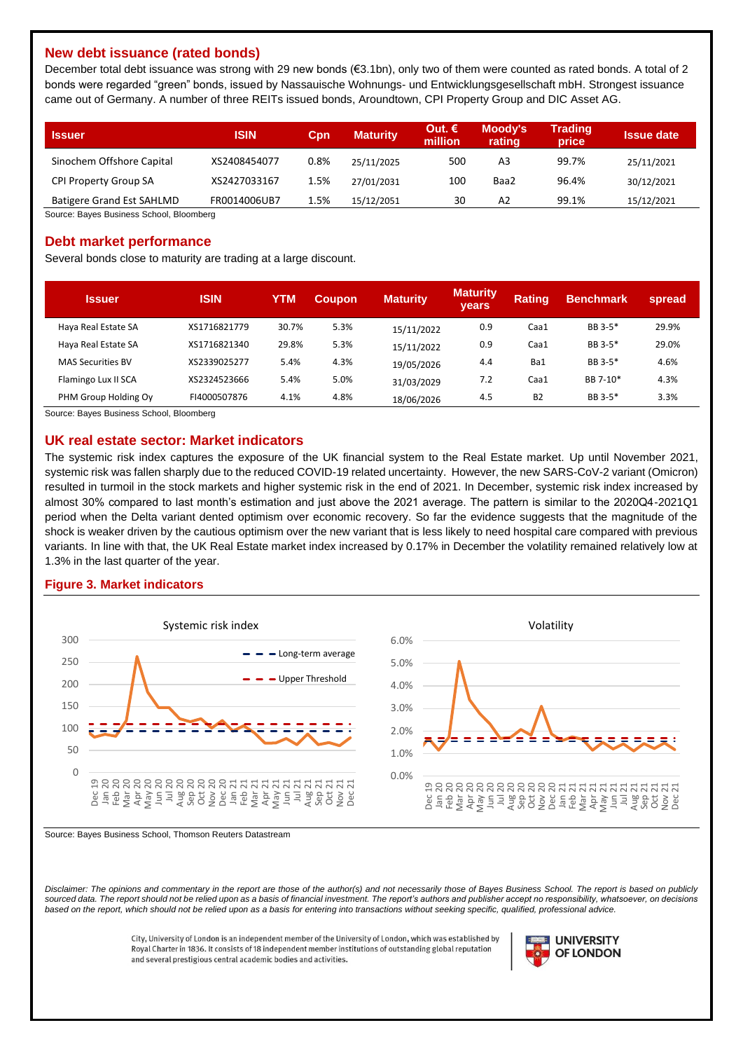## New debt issuance (rated bonds)

December total debt issuance was strong with 29 new bonds (€3.1bn), only two of them were counted as rated bonds. A total of 2 bonds were regarded "green" bonds, issued by Nassauische Wohnungs- und Entwicklungsgesellschaft mbH. Strongest issuance came out of Germany. A number of three REITs issued bonds, Aroundtown, CPI Property Group and DIC Asset AG.

| Issuer | ISIN | Cpn | Maturity | Out. € million | Moody's rating | Trading price | Issue date |
|---|---|---|---|---|---|---|---|
| Sinochem Offshore Capital | XS2408454077 | 0.8% | 25/11/2025 | 500 | A3 | 99.7% | 25/11/2021 |
| CPI Property Group SA | XS2427033167 | 1.5% | 27/01/2031 | 100 | Baa2 | 96.4% | 30/12/2021 |
| Batigere Grand Est SAHLMD | FR0014006UB7 | 1.5% | 15/12/2051 | 30 | A2 | 99.1% | 15/12/2021 |

Source: Bayes Business School, Bloomberg

## Debt market performance

Several bonds close to maturity are trading at a large discount.

| Issuer | ISIN | YTM | Coupon | Maturity | Maturity years | Rating | Benchmark | spread |
|---|---|---|---|---|---|---|---|---|
| Haya Real Estate SA | XS1716821779 | 30.7% | 5.3% | 15/11/2022 | 0.9 | Caa1 | BB 3-5* | 29.9% |
| Haya Real Estate SA | XS1716821340 | 29.8% | 5.3% | 15/11/2022 | 0.9 | Caa1 | BB 3-5* | 29.0% |
| MAS Securities BV | XS2339025277 | 5.4% | 4.3% | 19/05/2026 | 4.4 | Ba1 | BB 3-5* | 4.6% |
| Flamingo Lux II SCA | XS2324523666 | 5.4% | 5.0% | 31/03/2029 | 7.2 | Caa1 | BB 7-10* | 4.3% |
| PHM Group Holding Oy | FI4000507876 | 4.1% | 4.8% | 18/06/2026 | 4.5 | B2 | BB 3-5* | 3.3% |

Source: Bayes Business School, Bloomberg

## UK real estate sector: Market indicators

The systemic risk index captures the exposure of the UK financial system to the Real Estate market. Up until November 2021, systemic risk was fallen sharply due to the reduced COVID-19 related uncertainty. However, the new SARS-CoV-2 variant (Omicron) resulted in turmoil in the stock markets and higher systemic risk in the end of 2021. In December, systemic risk index increased by almost 30% compared to last month's estimation and just above the 2021 average. The pattern is similar to the 2020Q4-2021Q1 period when the Delta variant dented optimism over economic recovery. So far the evidence suggests that the magnitude of the shock is weaker driven by the cautious optimism over the new variant that is less likely to need hospital care compared with previous variants. In line with that, the UK Real Estate market index increased by 0.17% in December the volatility remained relatively low at 1.3% in the last quarter of the year.

### Figure 3. Market indicators

Systemic risk index

Long-term average
Upper Threshold

300
250
200
150
100
50
0

Dec 19, Jan 20, Feb 20, Mar 20, Apr 20, May 20, Jun 20, Jul 20, Aug 20, Sep 20, Oct 20, Nov 20, Dec 20, Jan 21, Feb 21, Mar 21, Apr 21, May 21, Jun 21, Jul 21, Aug 21, Sep 21, Oct 21, Nov 21, Dec 21

Volatility

6.0%
5.0%
4.0%
3.0%
2.0%
1.0%
0.0%

Dec 19, Jan 20, Feb 20, Mar 20, Apr 20, May 20, Jun 20, Jul 20, Aug 20, Sep 20, Oct 20, Nov 20, Dec 20, Jan 21, Feb 21, Mar 21, Apr 21, May 21, Jun 21, Jul 21, Aug 21, Sep 21, Oct 21, Nov 21, Dec 21

Source: Bayes Business School, Thomson Reuters Datastream

*Disclaimer: The opinions and commentary in the report are those of the author(s) and not necessarily those of Bayes Business School. The report is based on publicly sourced data. The report should not be relied upon as a basis of financial investment. The report's authors and publisher accept no responsibility, whatsoever, on decisions based on the report, which should not be relied upon as a basis for entering into transactions without seeking specific, qualified, professional advice.*

City, University of London is an independent member of the University of London, which was established by Royal Charter in 1836. It consists of 18 independent member institutions of outstanding global reputation and several prestigious central academic bodies and activities.

UNIVERSITY OF LONDON